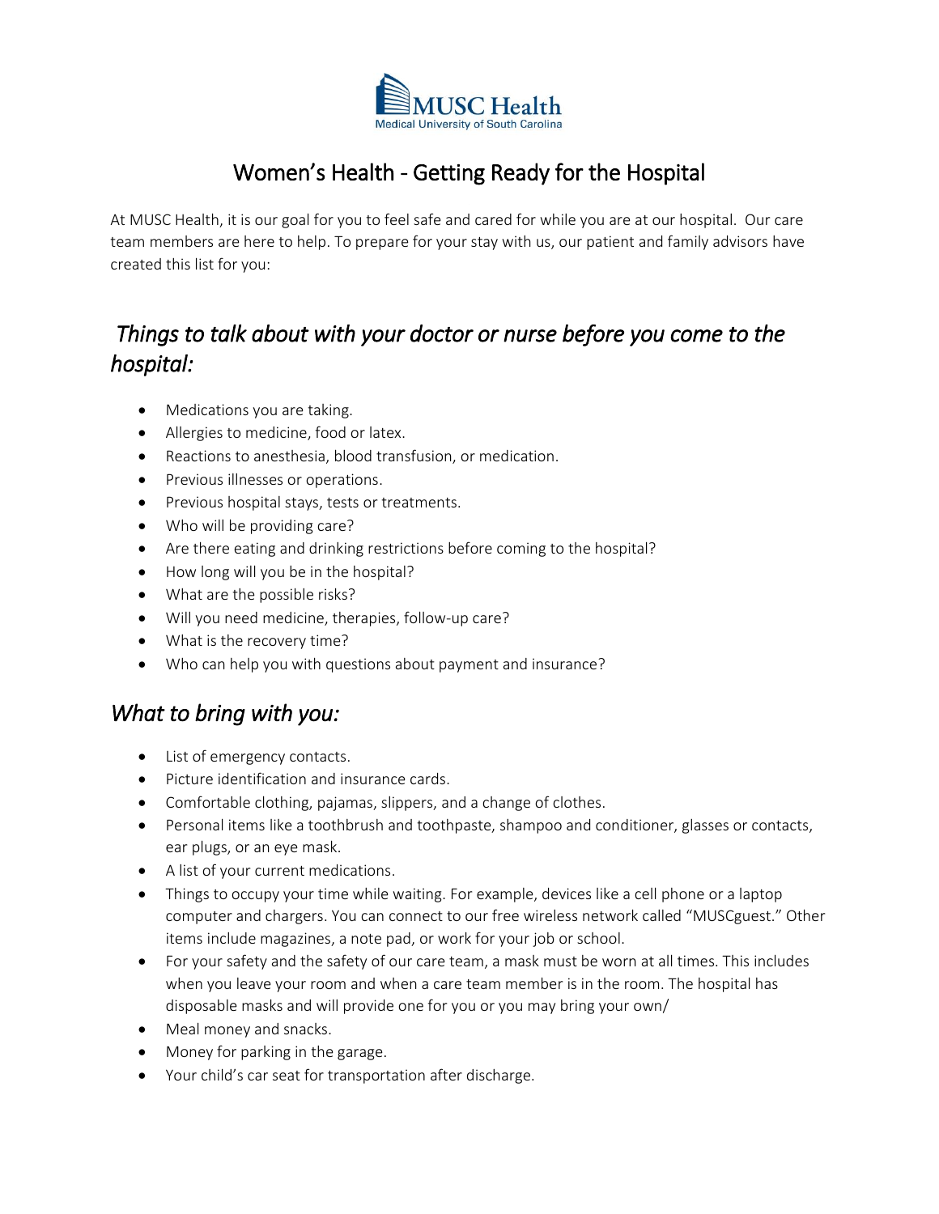MUSC Health
Medical University of South Carolina

# Women's Health - Getting Ready for the Hospital

At MUSC Health, it is our goal for you to feel safe and cared for while you are at our hospital. Our care team members are here to help. To prepare for your stay with us, our patient and family advisors have created this list for you:

## *Things to talk about with your doctor or nurse before you come to the hospital:*

- Medications you are taking.
- Allergies to medicine, food or latex.
- Reactions to anesthesia, blood transfusion, or medication.
- Previous illnesses or operations.
- Previous hospital stays, tests or treatments.
- Who will be providing care?
- Are there eating and drinking restrictions before coming to the hospital?
- How long will you be in the hospital?
- What are the possible risks?
- Will you need medicine, therapies, follow-up care?
- What is the recovery time?
- Who can help you with questions about payment and insurance?

## *What to bring with you:*

- List of emergency contacts.
- Picture identification and insurance cards.
- Comfortable clothing, pajamas, slippers, and a change of clothes.
- Personal items like a toothbrush and toothpaste, shampoo and conditioner, glasses or contacts, ear plugs, or an eye mask.
- A list of your current medications.
- Things to occupy your time while waiting. For example, devices like a cell phone or a laptop computer and chargers. You can connect to our free wireless network called "MUSCguest." Other items include magazines, a note pad, or work for your job or school.
- For your safety and the safety of our care team, a mask must be worn at all times. This includes when you leave your room and when a care team member is in the room. The hospital has disposable masks and will provide one for you or you may bring your own/
- Meal money and snacks.
- Money for parking in the garage.
- Your child's car seat for transportation after discharge.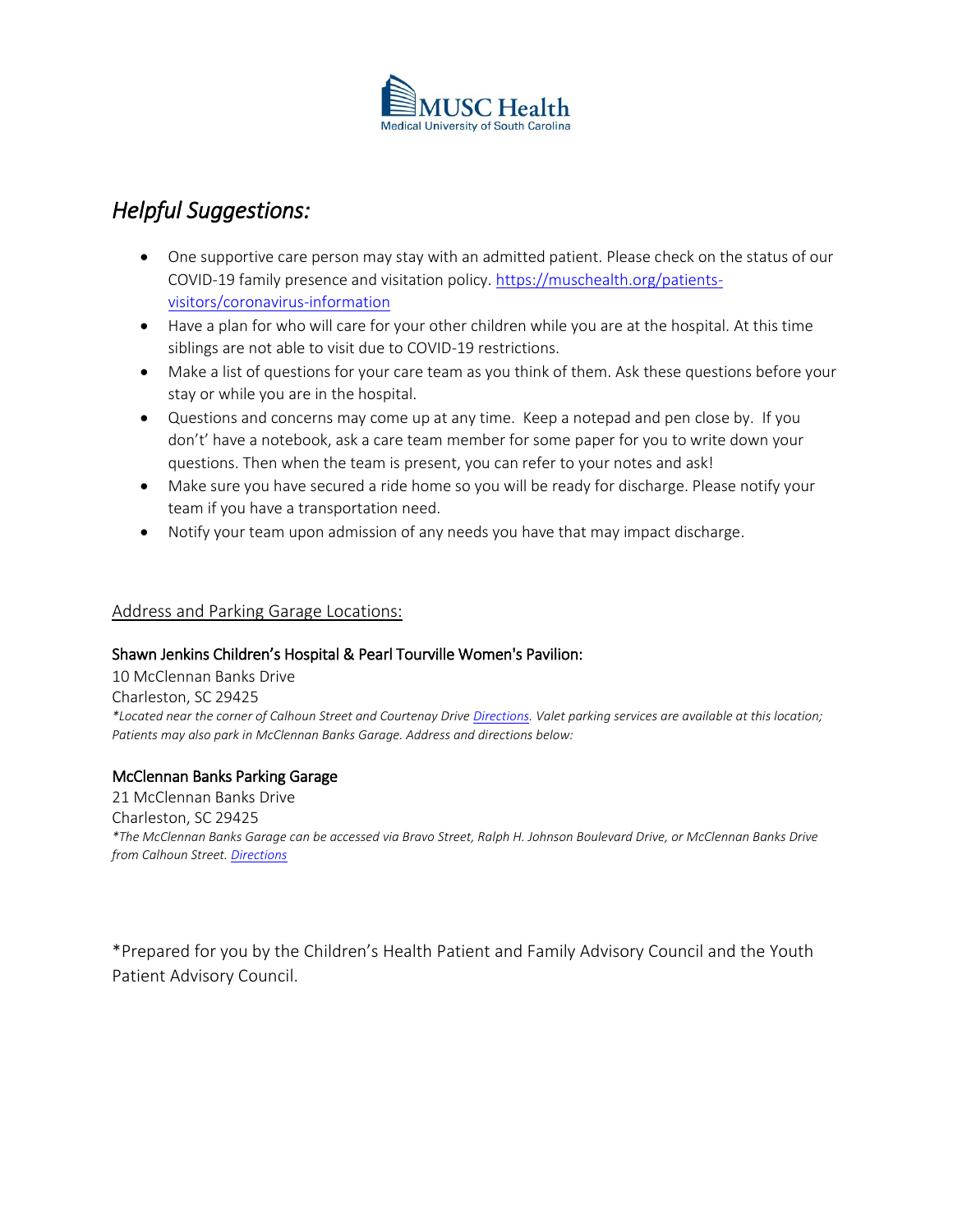MUSC Health
Medical University of South Carolina

## *Helpful Suggestions:*

- One supportive care person may stay with an admitted patient. Please check on the status of our COVID-19 family presence and visitation policy. https://muschealth.org/patients-visitors/coronavirus-information
- Have a plan for who will care for your other children while you are at the hospital. At this time siblings are not able to visit due to COVID-19 restrictions.
- Make a list of questions for your care team as you think of them. Ask these questions before your stay or while you are in the hospital.
- Questions and concerns may come up at any time. Keep a notepad and pen close by. If you don't' have a notebook, ask a care team member for some paper for you to write down your questions. Then when the team is present, you can refer to your notes and ask!
- Make sure you have secured a ride home so you will be ready for discharge. Please notify your team if you have a transportation need.
- Notify your team upon admission of any needs you have that may impact discharge.

### Address and Parking Garage Locations:

**Shawn Jenkins Children's Hospital & Pearl Tourville Women's Pavilion:**

10 McClennan Banks Drive
Charleston, SC 29425

*\*Located near the corner of Calhoun Street and Courtenay Drive [Directions](). Valet parking services are available at this location; Patients may also park in McClennan Banks Garage. Address and directions below:*

**McClennan Banks Parking Garage**

21 McClennan Banks Drive
Charleston, SC 29425

*\*The McClennan Banks Garage can be accessed via Bravo Street, Ralph H. Johnson Boulevard Drive, or McClennan Banks Drive from Calhoun Street. [Directions]()*

\*Prepared for you by the Children's Health Patient and Family Advisory Council and the Youth Patient Advisory Council.